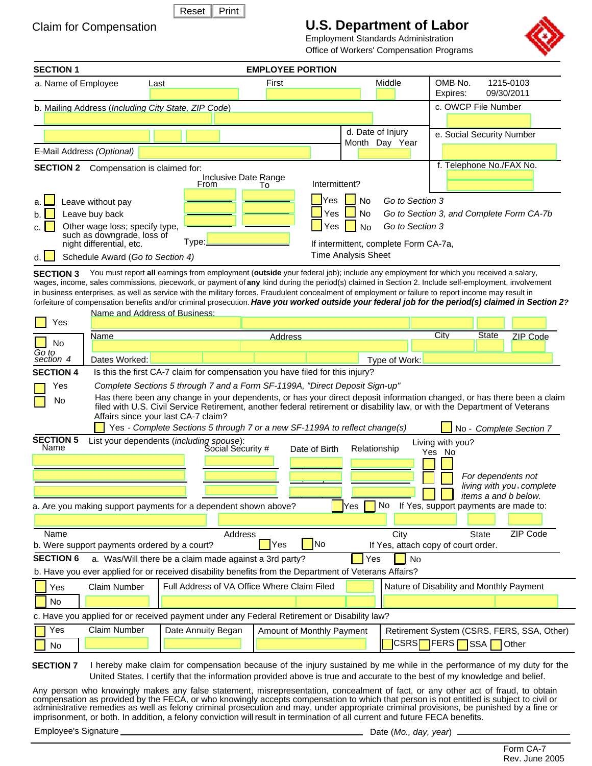Reset Print

# Claim for Compensation

## U.S. Department of Labor

Employment Standards Administration
Office of Workers' Compensation Programs

**SECTION 1** **EMPLOYEE PORTION**

a. Name of Employee Last First Middle

OMB No. 1215-0103
Expires: 09/30/2011

b. Mailing Address (*Including City State, ZIP Code*)

c. OWCP File Number

d. Date of Injury
Month Day Year

e. Social Security Number

E-Mail Address *(Optional)*

f. Telephone No./FAX No.

**SECTION 2** Compensation is claimed for:

| | Inclusive Date Range From | To | Intermittent? | |
|---|---|---|---|---|
| a. ☐ Leave without pay | | | ☐ Yes ☐ No | *Go to Section 3* |
| b. ☐ Leave buy back | | | ☐ Yes ☐ No | *Go to Section 3, and Complete Form CA-7b* |
| c. ☐ Other wage loss; specify type, such as downgrade, loss of night differential, etc. | | | ☐ Yes ☐ No | *Go to Section 3* |
| | Type: | | If intermittent, complete Form CA-7a, Time Analysis Sheet | |
| d. ☐ Schedule Award (*Go to Section 4)* | | | | |

**SECTION 3** You must report **all** earnings from employment (**outside** your federal job); include any employment for which you received a salary, wages, income, sales commissions, piecework, or payment of **any** kind during the period(s) claimed in Section 2. Include self-employment, involvement in business enterprises, as well as service with the military forces. Fraudulent concealment of employment or failure to report income may result in forfeiture of compensation benefits and/or criminal prosecution. ***Have you worked outside your federal job for the period(s) claimed in Section 2?***

☐ Yes Name and Address of Business:

Name Address City State ZIP Code

☐ No
*Go to section 4*

Dates Worked: Type of Work:

**SECTION 4** Is this the first CA-7 claim for compensation you have filed for this injury?

☐ Yes *Complete Sections 5 through 7 and a Form SF-1199A, "Direct Deposit Sign-up"*

☐ No Has there been any change in your dependents, or has your direct deposit information changed, or has there been a claim filed with U.S. Civil Service Retirement, another federal retirement or disability law, or with the Department of Veterans Affairs since your last CA-7 claim?

☐ Yes - *Complete Sections 5 through 7 or a new SF-1199A to reflect change(s)* ☐ No - *Complete Section 7*

**SECTION 5** List your dependents (*including spouse*):

| Name | Social Security # | Date of Birth | Relationship | Living with you? Yes | No |
|---|---|---|---|---|---|
| | | | | ☐ | ☐ |
| | | | | ☐ | ☐ |
| | | | | ☐ | ☐ |

*For dependents not living with you, complete items a and b below.*

a. Are you making support payments for a dependent shown above? ☐ Yes ☐ No If Yes, support payments are made to:

Name Address City State ZIP Code

b. Were support payments ordered by a court? ☐ Yes ☐ No If Yes, attach copy of court order.

**SECTION 6** a. Was/Will there be a claim made against a 3rd party? ☐ Yes ☐ No

b. Have you ever applied for or received disability benefits from the Department of Veterans Affairs?

| | Claim Number | Full Address of VA Office Where Claim Filed | Nature of Disability and Monthly Payment |
|---|---|---|---|
| ☐ Yes | | | |
| ☐ No | | | |

c. Have you applied for or received payment under any Federal Retirement or Disability law?

| | Claim Number | Date Annuity Began | Amount of Monthly Payment | Retirement System (CSRS, FERS, SSA, Other) |
|---|---|---|---|---|
| ☐ Yes | | | | ☐ CSRS ☐ FERS ☐ SSA ☐ Other |
| ☐ No | | | | |

**SECTION 7** I hereby make claim for compensation because of the injury sustained by me while in the performance of my duty for the United States. I certify that the information provided above is true and accurate to the best of my knowledge and belief.

Any person who knowingly makes any false statement, misrepresentation, concealment of fact, or any other act of fraud, to obtain compensation as provided by the FECA, or who knowingly accepts compensation to which that person is not entitled is subject to civil or administrative remedies as well as felony criminal prosecution and may, under appropriate criminal provisions, be punished by a fine or imprisonment, or both. In addition, a felony conviction will result in termination of all current and future FECA benefits.

Employee's Signature ______________________ Date (*Mo., day, year*) ____________

Form CA-7
Rev. June 2005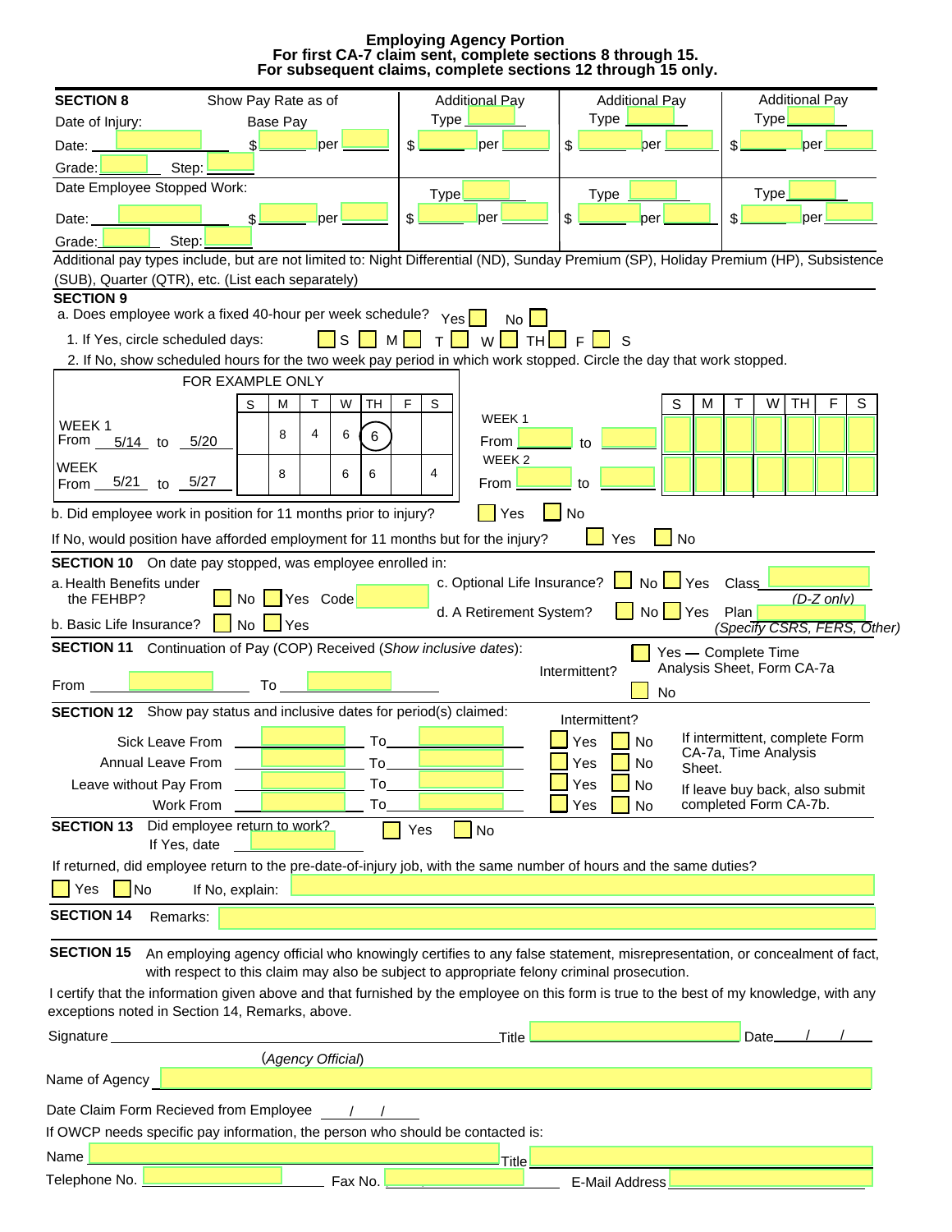# Employing Agency Portion

**For first CA-7 claim sent, complete sections 8 through 15.**
**For subsequent claims, complete sections 12 through 15 only.**

**SECTION 8** Show Pay Rate as of

| | Base Pay | Additional Pay | Additional Pay | Additional Pay |
|---|---|---|---|---|
| Date of Injury: | | Type ______ | Type ______ | Type ______ |
| Date: ______ | $ ______ per ______ | $ ______ per ______ | $ ______ per ______ | $ ______ per ______ |
| Grade: ______ Step: ______ | | | | |
| Date Employee Stopped Work: | | Type ______ | Type ______ | Type ______ |
| Date: ______ | $ ______ per ______ | $ ______ per ______ | $ ______ per ______ | $ ______ per ______ |
| Grade: ______ Step: ______ | | | | |

Additional pay types include, but are not limited to: Night Differential (ND), Sunday Premium (SP), Holiday Premium (HP), Subsistence (SUB), Quarter (QTR), etc. (List each separately)

**SECTION 9**

a. Does employee work a fixed 40-hour per week schedule? Yes ☐ No ☐

1. If Yes, circle scheduled days: ☐ S ☐ M ☐ T ☐ W ☐ TH ☐ F ☐ S
2. If No, show scheduled hours for the two week pay period in which work stopped. Circle the day that work stopped.

FOR EXAMPLE ONLY

| | S | M | T | W | TH | F | S |
|---|---|---|---|---|---|---|---|
| WEEK 1 From 5/14 to 5/20 | | 8 | 4 | 6 | (6) | | |
| WEEK From 5/21 to 5/27 | | 8 | | 6 | 6 | | 4 |

| | S | M | T | W | TH | F | S |
|---|---|---|---|---|---|---|---|
| WEEK 1 From ______ to ______ | | | | | | | |
| WEEK 2 From ______ to ______ | | | | | | | |

b. Did employee work in position for 11 months prior to injury? ☐ Yes ☐ No

If No, would position have afforded employment for 11 months but for the injury? ☐ Yes ☐ No

**SECTION 10** On date pay stopped, was employee enrolled in:

a. Health Benefits under the FEHBP? ☐ No ☐ Yes Code ______

b. Basic Life Insurance? ☐ No ☐ Yes

c. Optional Life Insurance? ☐ No ☐ Yes Class ______ *(D-Z only)*

d. A Retirement System? ☐ No ☐ Yes Plan ______ *(Specify CSRS, FERS, Other)*

**SECTION 11** Continuation of Pay (COP) Received (*Show inclusive dates*):

From ______ To ______

Intermittent? ☐ Yes — Complete Time Analysis Sheet, Form CA-7a ☐ No

**SECTION 12** Show pay status and inclusive dates for period(s) claimed:

| | From | To | Intermittent? |
|---|---|---|---|
| Sick Leave From | ______ | ______ | ☐ Yes ☐ No |
| Annual Leave From | ______ | ______ | ☐ Yes ☐ No |
| Leave without Pay From | ______ | ______ | ☐ Yes ☐ No |
| Work From | ______ | ______ | ☐ Yes ☐ No |

If intermittent, complete Form CA-7a, Time Analysis Sheet.

If leave buy back, also submit completed Form CA-7b.

**SECTION 13** Did employee return to work? ☐ Yes ☐ No

If Yes, date ______

If returned, did employee return to the pre-date-of-injury job, with the same number of hours and the same duties?

☐ Yes ☐ No If No, explain: ______

**SECTION 14** Remarks: ______

**SECTION 15** An employing agency official who knowingly certifies to any false statement, misrepresentation, or concealment of fact, with respect to this claim may also be subject to appropriate felony criminal prosecution.

I certify that the information given above and that furnished by the employee on this form is true to the best of my knowledge, with any exceptions noted in Section 14, Remarks, above.

Signature ______________________ Title ______ Date ___/___/___

(*Agency Official*)

Name of Agency ______

Date Claim Form Recieved from Employee ___/___/___

If OWCP needs specific pay information, the person who should be contacted is:

Name ______ Title ______

Telephone No. ______ Fax No. ______ E-Mail Address ______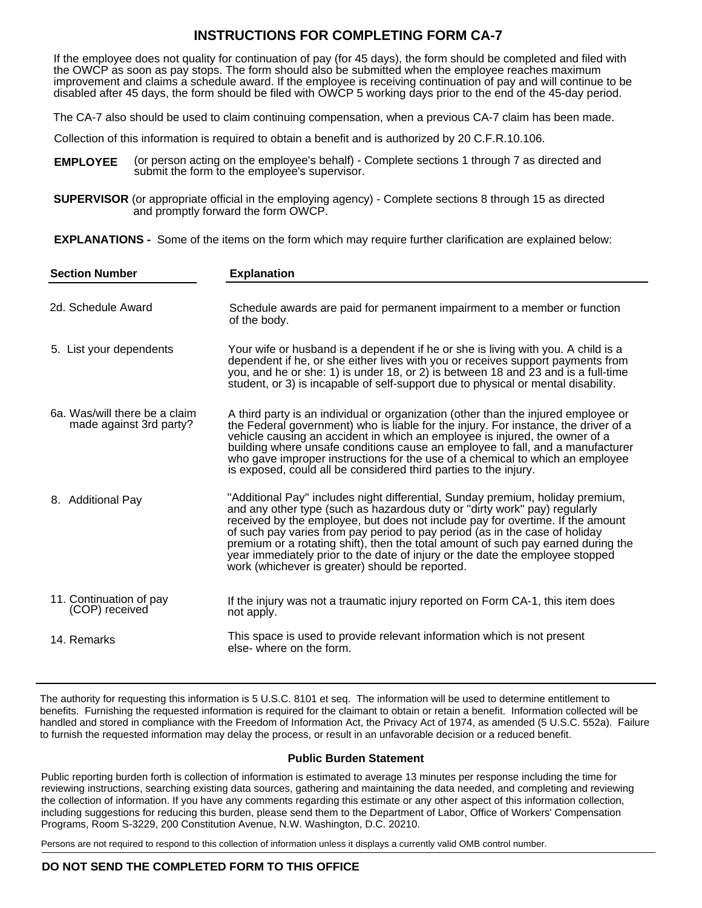# INSTRUCTIONS FOR COMPLETING FORM CA-7

If the employee does not quality for continuation of pay (for 45 days), the form should be completed and filed with the OWCP as soon as pay stops. The form should also be submitted when the employee reaches maximum improvement and claims a schedule award. If the employee is receiving continuation of pay and will continue to be disabled after 45 days, the form should be filed with OWCP 5 working days prior to the end of the 45-day period.

The CA-7 also should be used to claim continuing compensation, when a previous CA-7 claim has been made.

Collection of this information is required to obtain a benefit and is authorized by 20 C.F.R.10.106.

**EMPLOYEE** (or person acting on the employee's behalf) - Complete sections 1 through 7 as directed and submit the form to the employee's supervisor.

**SUPERVISOR** (or appropriate official in the employing agency) - Complete sections 8 through 15 as directed and promptly forward the form OWCP.

**EXPLANATIONS -** Some of the items on the form which may require further clarification are explained below:

| Section Number | Explanation |
|---|---|
| 2d. Schedule Award | Schedule awards are paid for permanent impairment to a member or function of the body. |
| 5. List your dependents | Your wife or husband is a dependent if he or she is living with you. A child is a dependent if he, or she either lives with you or receives support payments from you, and he or she: 1) is under 18, or 2) is between 18 and 23 and is a full-time student, or 3) is incapable of self-support due to physical or mental disability. |
| 6a. Was/will there be a claim made against 3rd party? | A third party is an individual or organization (other than the injured employee or the Federal government) who is liable for the injury. For instance, the driver of a vehicle causing an accident in which an employee is injured, the owner of a building where unsafe conditions cause an employee to fall, and a manufacturer who gave improper instructions for the use of a chemical to which an employee is exposed, could all be considered third parties to the injury. |
| 8. Additional Pay | "Additional Pay" includes night differential, Sunday premium, holiday premium, and any other type (such as hazardous duty or "dirty work" pay) regularly received by the employee, but does not include pay for overtime. If the amount of such pay varies from pay period to pay period (as in the case of holiday premium or a rotating shift), then the total amount of such pay earned during the year immediately prior to the date of injury or the date the employee stopped work (whichever is greater) should be reported. |
| 11. Continuation of pay (COP) received | If the injury was not a traumatic injury reported on Form CA-1, this item does not apply. |
| 14. Remarks | This space is used to provide relevant information which is not present else- where on the form. |

The authority for requesting this information is 5 U.S.C. 8101 et seq. The information will be used to determine entitlement to benefits. Furnishing the requested information is required for the claimant to obtain or retain a benefit. Information collected will be handled and stored in compliance with the Freedom of Information Act, the Privacy Act of 1974, as amended (5 U.S.C. 552a). Failure to furnish the requested information may delay the process, or result in an unfavorable decision or a reduced benefit.

**Public Burden Statement**

Public reporting burden forth is collection of information is estimated to average 13 minutes per response including the time for reviewing instructions, searching existing data sources, gathering and maintaining the data needed, and completing and reviewing the collection of information. If you have any comments regarding this estimate or any other aspect of this information collection, including suggestions for reducing this burden, please send them to the Department of Labor, Office of Workers' Compensation Programs, Room S-3229, 200 Constitution Avenue, N.W. Washington, D.C. 20210.

Persons are not required to respond to this collection of information unless it displays a currently valid OMB control number.

**DO NOT SEND THE COMPLETED FORM TO THIS OFFICE**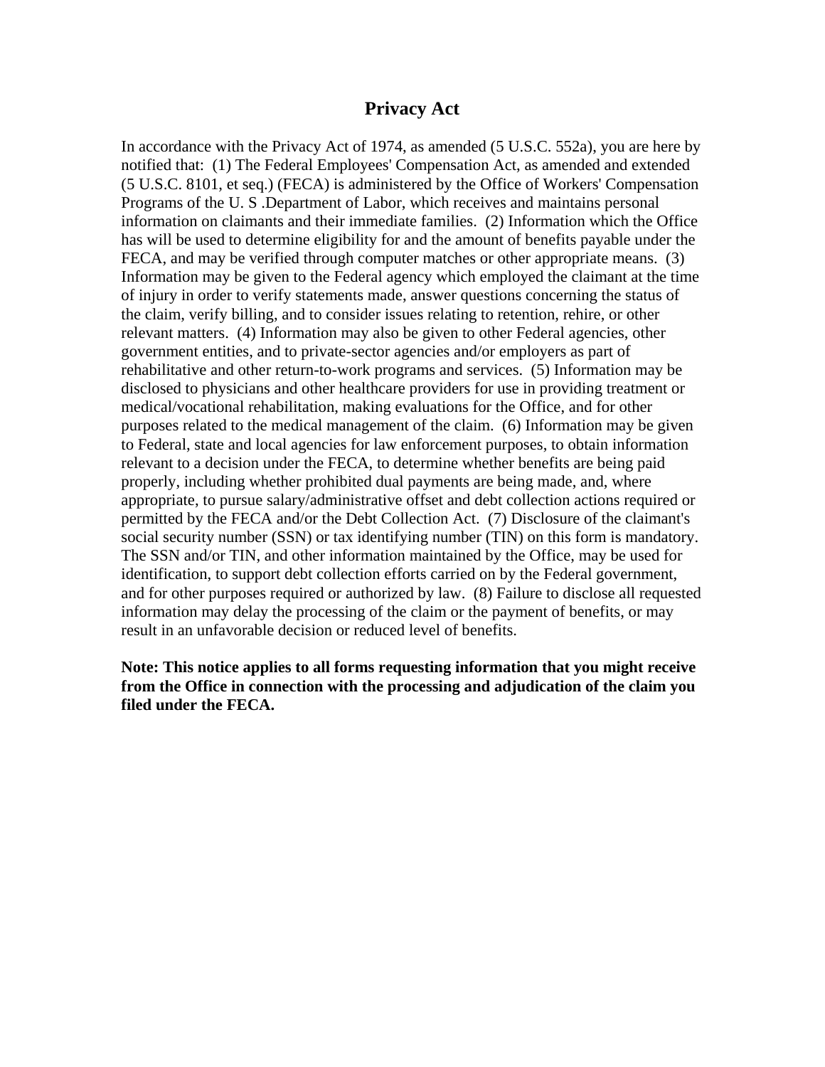## Privacy Act

In accordance with the Privacy Act of 1974, as amended (5 U.S.C. 552a), you are here by notified that: (1) The Federal Employees' Compensation Act, as amended and extended (5 U.S.C. 8101, et seq.) (FECA) is administered by the Office of Workers' Compensation Programs of the U. S .Department of Labor, which receives and maintains personal information on claimants and their immediate families. (2) Information which the Office has will be used to determine eligibility for and the amount of benefits payable under the FECA, and may be verified through computer matches or other appropriate means. (3) Information may be given to the Federal agency which employed the claimant at the time of injury in order to verify statements made, answer questions concerning the status of the claim, verify billing, and to consider issues relating to retention, rehire, or other relevant matters. (4) Information may also be given to other Federal agencies, other government entities, and to private-sector agencies and/or employers as part of rehabilitative and other return-to-work programs and services. (5) Information may be disclosed to physicians and other healthcare providers for use in providing treatment or medical/vocational rehabilitation, making evaluations for the Office, and for other purposes related to the medical management of the claim. (6) Information may be given to Federal, state and local agencies for law enforcement purposes, to obtain information relevant to a decision under the FECA, to determine whether benefits are being paid properly, including whether prohibited dual payments are being made, and, where appropriate, to pursue salary/administrative offset and debt collection actions required or permitted by the FECA and/or the Debt Collection Act. (7) Disclosure of the claimant's social security number (SSN) or tax identifying number (TIN) on this form is mandatory. The SSN and/or TIN, and other information maintained by the Office, may be used for identification, to support debt collection efforts carried on by the Federal government, and for other purposes required or authorized by law. (8) Failure to disclose all requested information may delay the processing of the claim or the payment of benefits, or may result in an unfavorable decision or reduced level of benefits.

**Note: This notice applies to all forms requesting information that you might receive from the Office in connection with the processing and adjudication of the claim you filed under the FECA.**